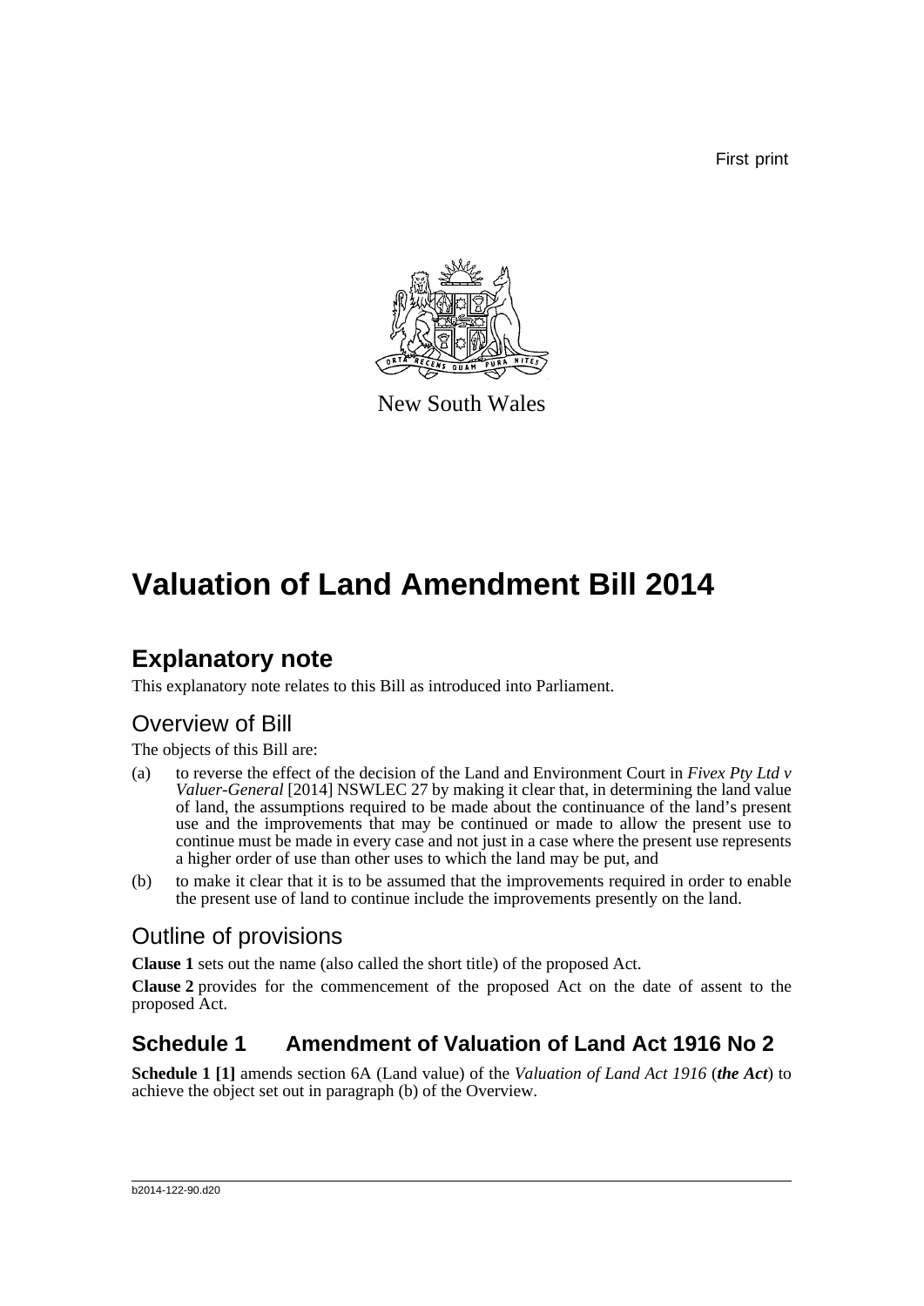First print

New South Wales

# Valuation of Land Amendment Bill 2014

## Explanatory note

This explanatory note relates to this Bill as introduced into Parliament.

### Overview of Bill

The objects of this Bill are:

(a) to reverse the effect of the decision of the Land and Environment Court in *Fivex Pty Ltd v Valuer-General* [2014] NSWLEC 27 by making it clear that, in determining the land value of land, the assumptions required to be made about the continuance of the land's present use and the improvements that may be continued or made to allow the present use to continue must be made in every case and not just in a case where the present use represents a higher order of use than other uses to which the land may be put, and

(b) to make it clear that it is to be assumed that the improvements required in order to enable the present use of land to continue include the improvements presently on the land.

### Outline of provisions

**Clause 1** sets out the name (also called the short title) of the proposed Act.

**Clause 2** provides for the commencement of the proposed Act on the date of assent to the proposed Act.

## Schedule 1 Amendment of Valuation of Land Act 1916 No 2

**Schedule 1 [1]** amends section 6A (Land value) of the *Valuation of Land Act 1916* (***the Act***) to achieve the object set out in paragraph (b) of the Overview.

b2014-122-90.d20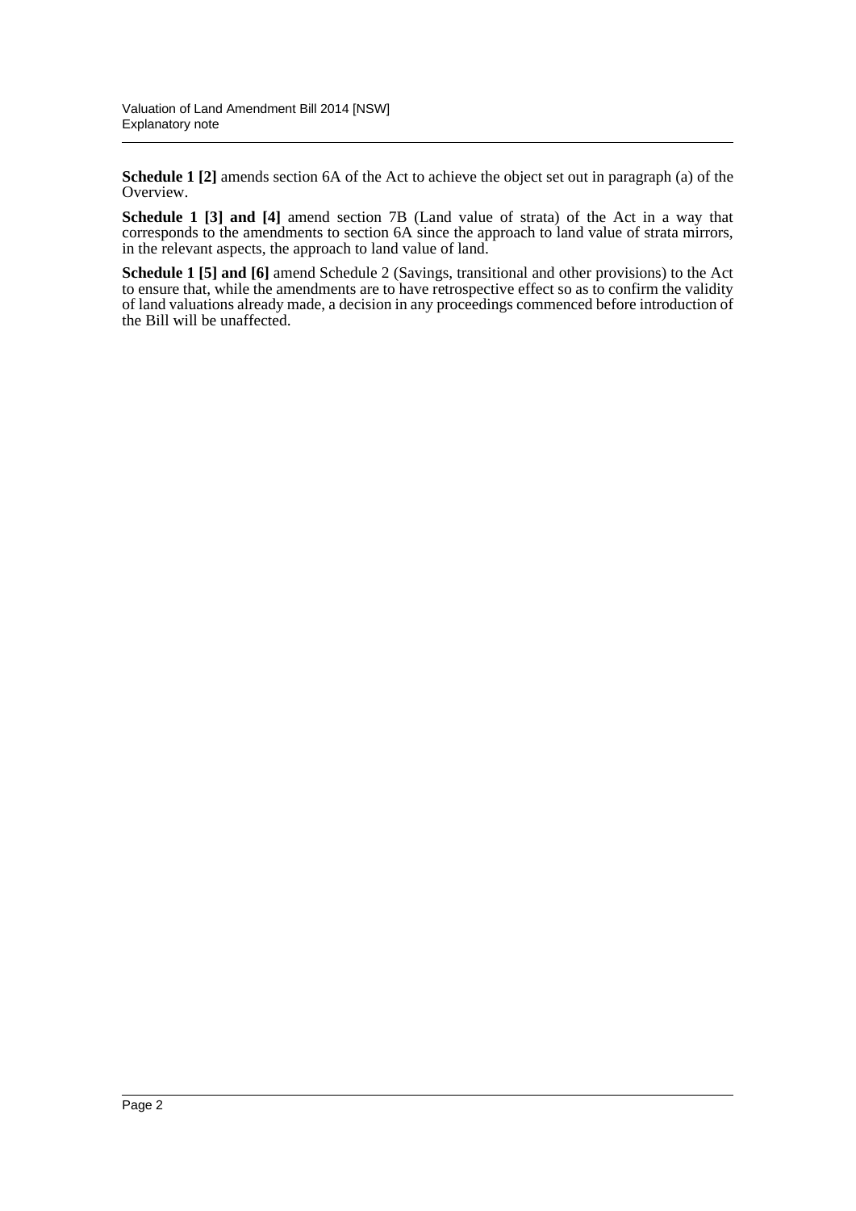**Schedule 1 [2]** amends section 6A of the Act to achieve the object set out in paragraph (a) of the Overview.

**Schedule 1 [3] and [4]** amend section 7B (Land value of strata) of the Act in a way that corresponds to the amendments to section 6A since the approach to land value of strata mirrors, in the relevant aspects, the approach to land value of land.

**Schedule 1 [5] and [6]** amend Schedule 2 (Savings, transitional and other provisions) to the Act to ensure that, while the amendments are to have retrospective effect so as to confirm the validity of land valuations already made, a decision in any proceedings commenced before introduction of the Bill will be unaffected.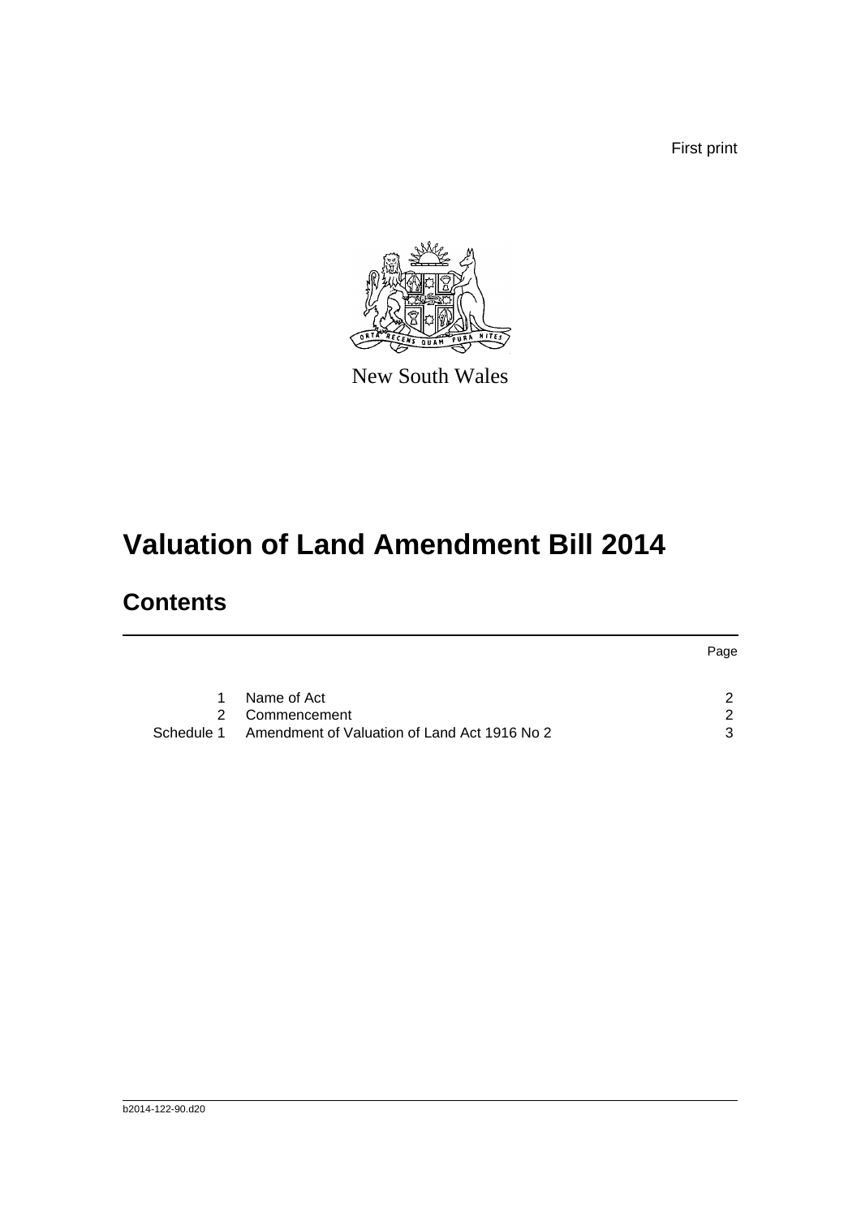First print

New South Wales

# Valuation of Land Amendment Bill 2014

## Contents

| | | Page |
|---|---|---|
| 1 | Name of Act | 2 |
| 2 | Commencement | 2 |
| Schedule 1 | Amendment of Valuation of Land Act 1916 No 2 | 3 |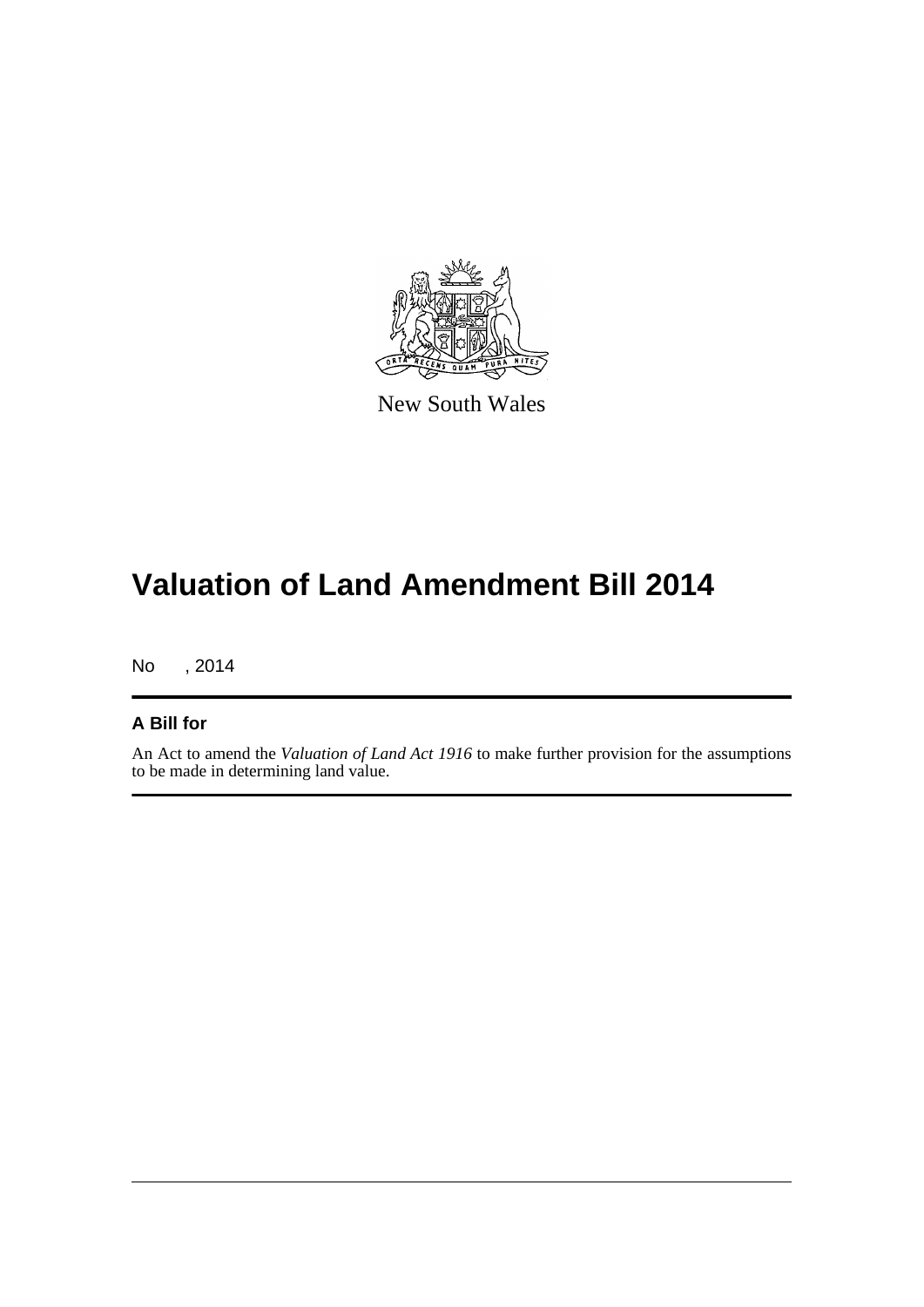New South Wales

# Valuation of Land Amendment Bill 2014

No , 2014

## A Bill for

An Act to amend the *Valuation of Land Act 1916* to make further provision for the assumptions to be made in determining land value.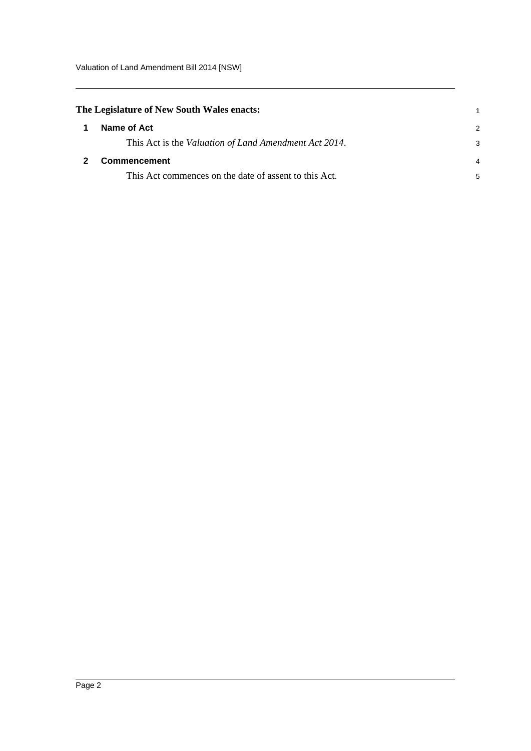**The Legislature of New South Wales enacts:**

## 1 Name of Act

This Act is the *Valuation of Land Amendment Act 2014*.

## 2 Commencement

This Act commences on the date of assent to this Act.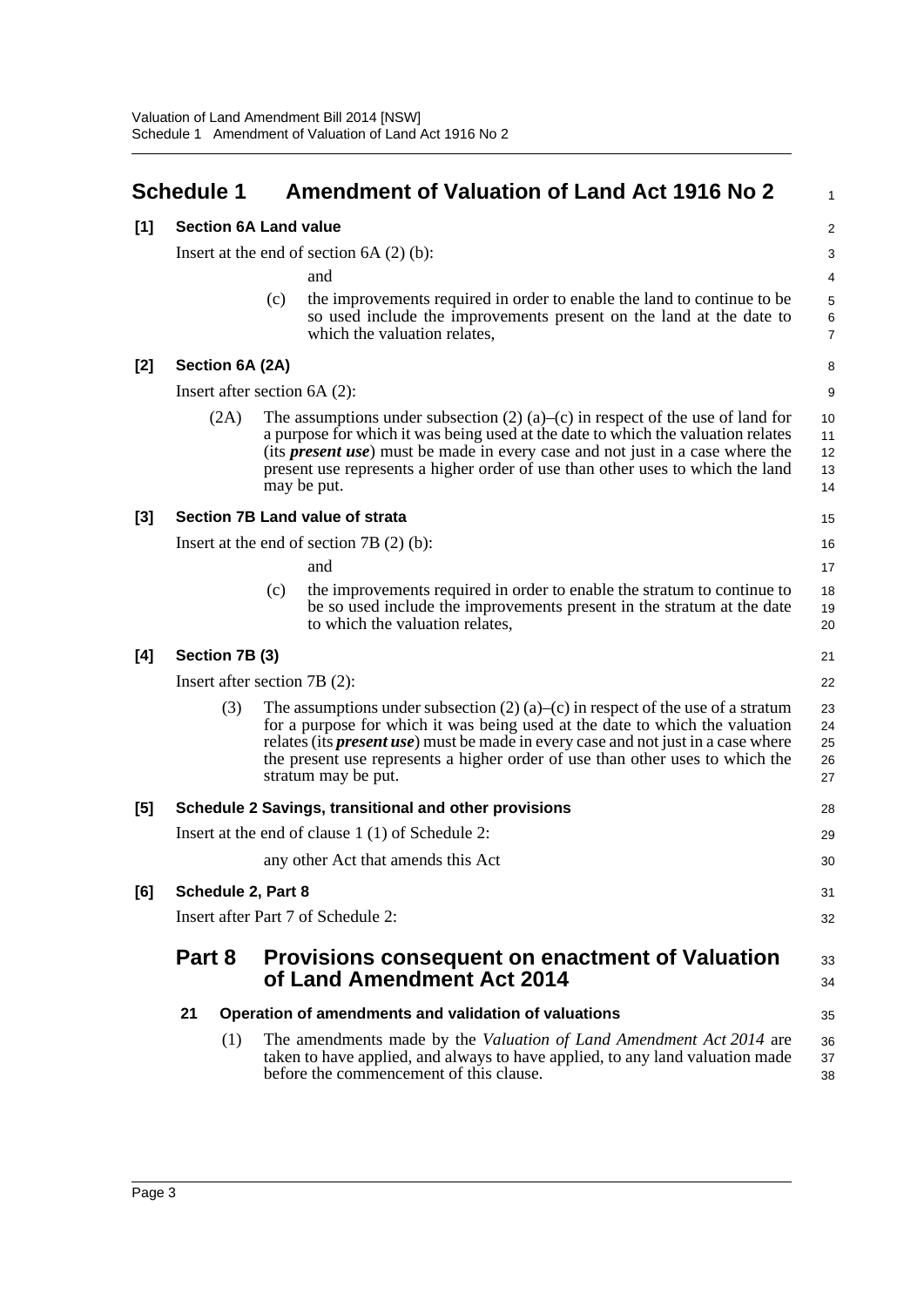# Schedule 1 Amendment of Valuation of Land Act 1916 No 2

**[1] Section 6A Land value**

Insert at the end of section 6A (2) (b):

and

(c) the improvements required in order to enable the land to continue to be so used include the improvements present on the land at the date to which the valuation relates,

**[2] Section 6A (2A)**

Insert after section 6A (2):

(2A) The assumptions under subsection (2) (a)–(c) in respect of the use of land for a purpose for which it was being used at the date to which the valuation relates (its ***present use***) must be made in every case and not just in a case where the present use represents a higher order of use than other uses to which the land may be put.

**[3] Section 7B Land value of strata**

Insert at the end of section 7B (2) (b):

and

(c) the improvements required in order to enable the stratum to continue to be so used include the improvements present in the stratum at the date to which the valuation relates,

**[4] Section 7B (3)**

Insert after section 7B (2):

(3) The assumptions under subsection (2) (a)–(c) in respect of the use of a stratum for a purpose for which it was being used at the date to which the valuation relates (its ***present use***) must be made in every case and not just in a case where the present use represents a higher order of use than other uses to which the stratum may be put.

**[5] Schedule 2 Savings, transitional and other provisions**

Insert at the end of clause 1 (1) of Schedule 2:

any other Act that amends this Act

**[6] Schedule 2, Part 8**

Insert after Part 7 of Schedule 2:

## Part 8 Provisions consequent on enactment of Valuation of Land Amendment Act 2014

**21 Operation of amendments and validation of valuations**

(1) The amendments made by the *Valuation of Land Amendment Act 2014* are taken to have applied, and always to have applied, to any land valuation made before the commencement of this clause.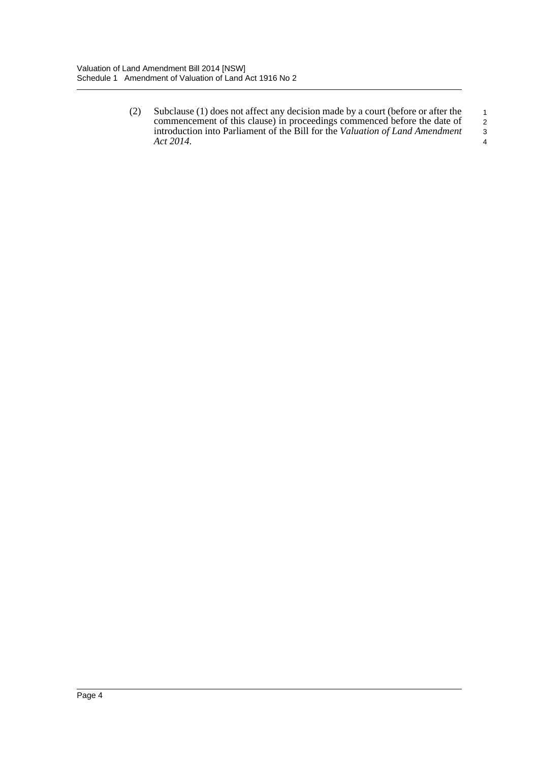(2) Subclause (1) does not affect any decision made by a court (before or after the commencement of this clause) in proceedings commenced before the date of introduction into Parliament of the Bill for the *Valuation of Land Amendment Act 2014*.